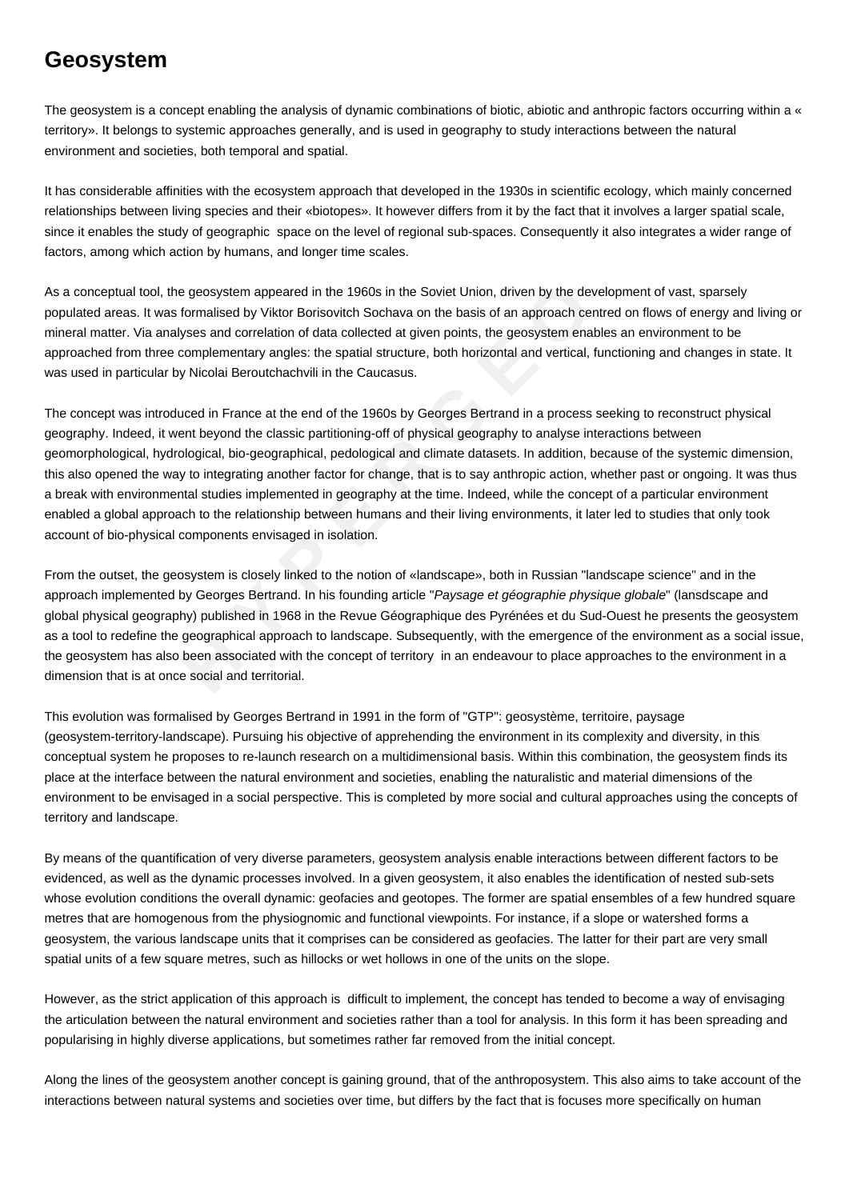# Geosystem

The geosystem is a concept enabling the analysis of dynamic combinations of biotic, abiotic and anthropic factors occurring within a « territory». It belongs to systemic approaches generally, and is used in geography to study interactions between the natural environment and societies, both temporal and spatial.

It has considerable affinities with the ecosystem approach that developed in the 1930s in scientific ecology, which mainly concerned relationships between living species and their «biotopes». It however differs from it by the fact that it involves a larger spatial scale, since it enables the study of geographic space on the level of regional sub-spaces. Consequently it also integrates a wider range of factors, among which action by humans, and longer time scales.

As a conceptual tool, the geosystem appeared in the 1960s in the Soviet Union, driven by the development of vast, sparsely populated areas. It was formalised by Viktor Borisovitch Sochava on the basis of an approach centred on flows of energy and living or mineral matter. Via analyses and correlation of data collected at given points, the geosystem enables an environment to be approached from three complementary angles: the spatial structure, both horizontal and vertical, functioning and changes in state. It was used in particular by Nicolai Beroutchachvili in the Caucasus.

The concept was introduced in France at the end of the 1960s by Georges Bertrand in a process seeking to reconstruct physical geography. Indeed, it went beyond the classic partitioning-off of physical geography to analyse interactions between geomorphological, hydrological, bio-geographical, pedological and climate datasets. In addition, because of the systemic dimension, this also opened the way to integrating another factor for change, that is to say anthropic action, whether past or ongoing. It was thus a break with environmental studies implemented in geography at the time. Indeed, while the concept of a particular environment enabled a global approach to the relationship between humans and their living environments, it later led to studies that only took account of bio-physical components envisaged in isolation.

From the outset, the geosystem is closely linked to the notion of «landscape», both in Russian "landscape science" and in the approach implemented by Georges Bertrand. In his founding article "*Paysage et géographie physique globale*" (lansdscape and global physical geography) published in 1968 in the Revue Géographique des Pyrénées et du Sud-Ouest he presents the geosystem as a tool to redefine the geographical approach to landscape. Subsequently, with the emergence of the environment as a social issue, the geosystem has also been associated with the concept of territory in an endeavour to place approaches to the environment in a dimension that is at once social and territorial.

This evolution was formalised by Georges Bertrand in 1991 in the form of "GTP": geosystème, territoire, paysage (geosystem-territory-landscape). Pursuing his objective of apprehending the environment in its complexity and diversity, in this conceptual system he proposes to re-launch research on a multidimensional basis. Within this combination, the geosystem finds its place at the interface between the natural environment and societies, enabling the naturalistic and material dimensions of the environment to be envisaged in a social perspective. This is completed by more social and cultural approaches using the concepts of territory and landscape.

By means of the quantification of very diverse parameters, geosystem analysis enable interactions between different factors to be evidenced, as well as the dynamic processes involved. In a given geosystem, it also enables the identification of nested sub-sets whose evolution conditions the overall dynamic: geofacies and geotopes. The former are spatial ensembles of a few hundred square metres that are homogenous from the physiognomic and functional viewpoints. For instance, if a slope or watershed forms a geosystem, the various landscape units that it comprises can be considered as geofacies. The latter for their part are very small spatial units of a few square metres, such as hillocks or wet hollows in one of the units on the slope.

However, as the strict application of this approach is difficult to implement, the concept has tended to become a way of envisaging the articulation between the natural environment and societies rather than a tool for analysis. In this form it has been spreading and popularising in highly diverse applications, but sometimes rather far removed from the initial concept.

Along the lines of the geosystem another concept is gaining ground, that of the anthroposystem. This also aims to take account of the interactions between natural systems and societies over time, but differs by the fact that is focuses more specifically on human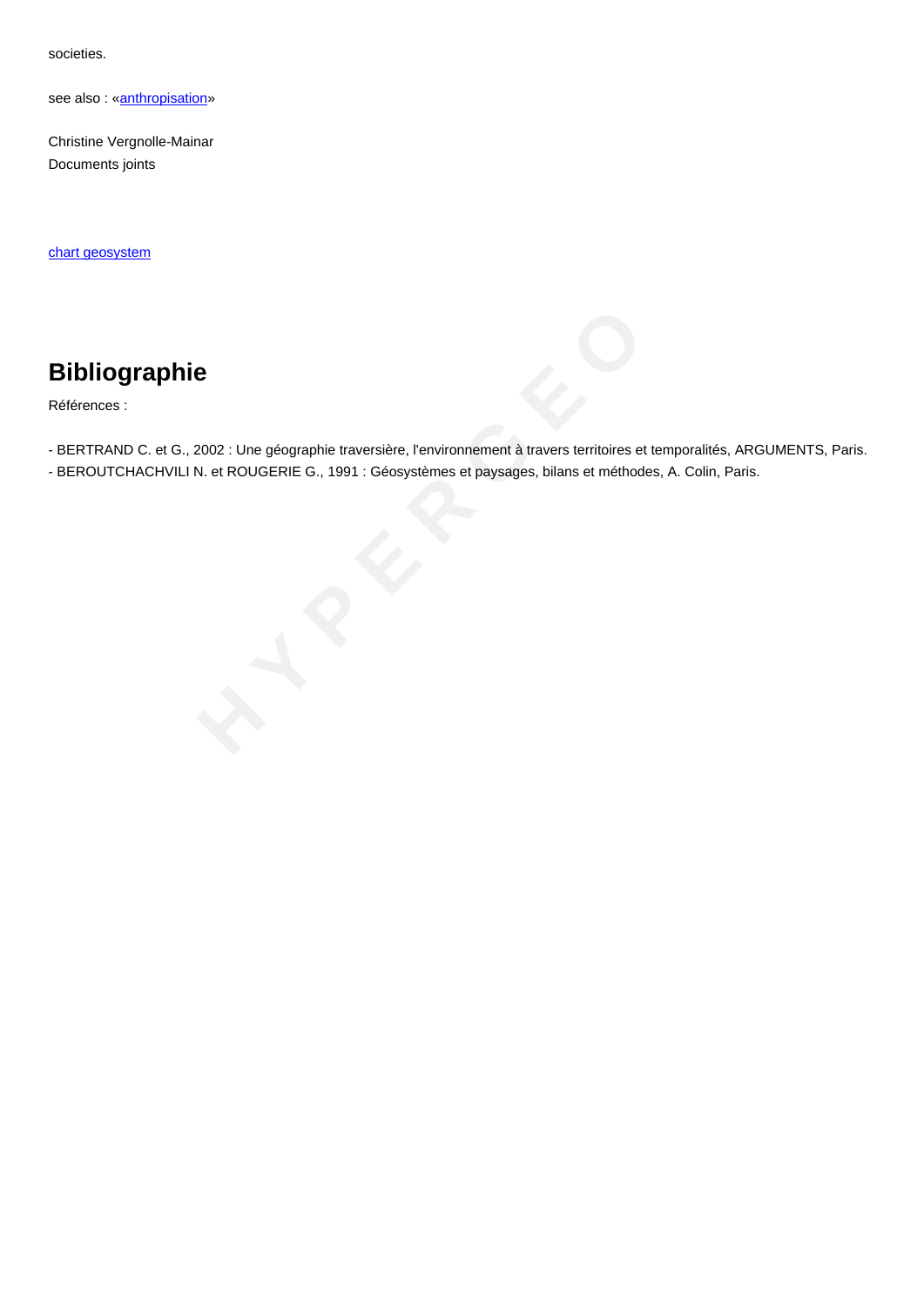societies.

see also : «anthropisation»

Christine Vergnolle-Mainar
Documents joints

chart geosystem

## Bibliographie

Références :

- BERTRAND C. et G., 2002 : Une géographie traversière, l'environnement à travers territoires et temporalités, ARGUMENTS, Paris.
- BEROUTCHACHVILI N. et ROUGERIE G., 1991 : Géosystèmes et paysages, bilans et méthodes, A. Colin, Paris.